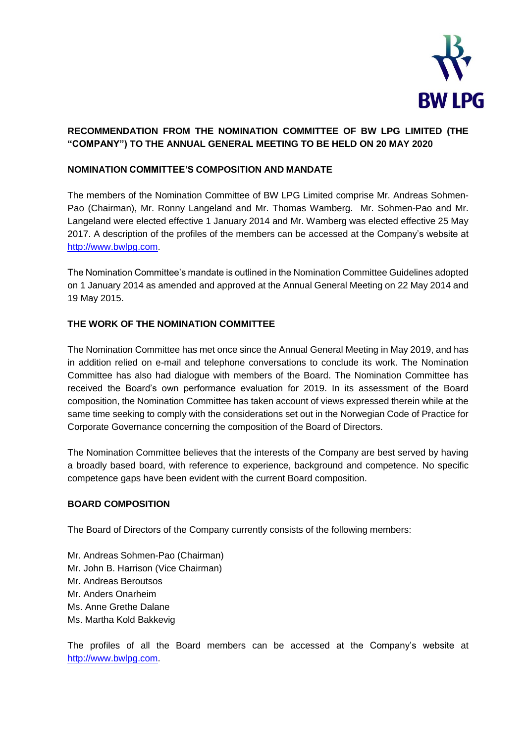# RECOMMENDATION FROM THE NOMINATION COMMITTEE OF BW LPG LIMITED (THE "COMPANY") TO THE ANNUAL GENERAL MEETING TO BE HELD ON 20 MAY 2020

## NOMINATION COMMITTEE'S COMPOSITION AND MANDATE

The members of the Nomination Committee of BW LPG Limited comprise Mr. Andreas Sohmen-Pao (Chairman), Mr. Ronny Langeland and Mr. Thomas Wamberg. Mr. Sohmen-Pao and Mr. Langeland were elected effective 1 January 2014 and Mr. Wamberg was elected effective 25 May 2017. A description of the profiles of the members can be accessed at the Company's website at [http://www.bwlpg.com](http://www.bwlpg.com).

The Nomination Committee's mandate is outlined in the Nomination Committee Guidelines adopted on 1 January 2014 as amended and approved at the Annual General Meeting on 22 May 2014 and 19 May 2015.

## THE WORK OF THE NOMINATION COMMITTEE

The Nomination Committee has met once since the Annual General Meeting in May 2019, and has in addition relied on e-mail and telephone conversations to conclude its work. The Nomination Committee has also had dialogue with members of the Board. The Nomination Committee has received the Board's own performance evaluation for 2019. In its assessment of the Board composition, the Nomination Committee has taken account of views expressed therein while at the same time seeking to comply with the considerations set out in the Norwegian Code of Practice for Corporate Governance concerning the composition of the Board of Directors.

The Nomination Committee believes that the interests of the Company are best served by having a broadly based board, with reference to experience, background and competence. No specific competence gaps have been evident with the current Board composition.

## BOARD COMPOSITION

The Board of Directors of the Company currently consists of the following members:

Mr. Andreas Sohmen-Pao (Chairman)  
Mr. John B. Harrison (Vice Chairman)  
Mr. Andreas Beroutsos  
Mr. Anders Onarheim  
Ms. Anne Grethe Dalane  
Ms. Martha Kold Bakkevig

The profiles of all the Board members can be accessed at the Company's website at [http://www.bwlpg.com](http://www.bwlpg.com).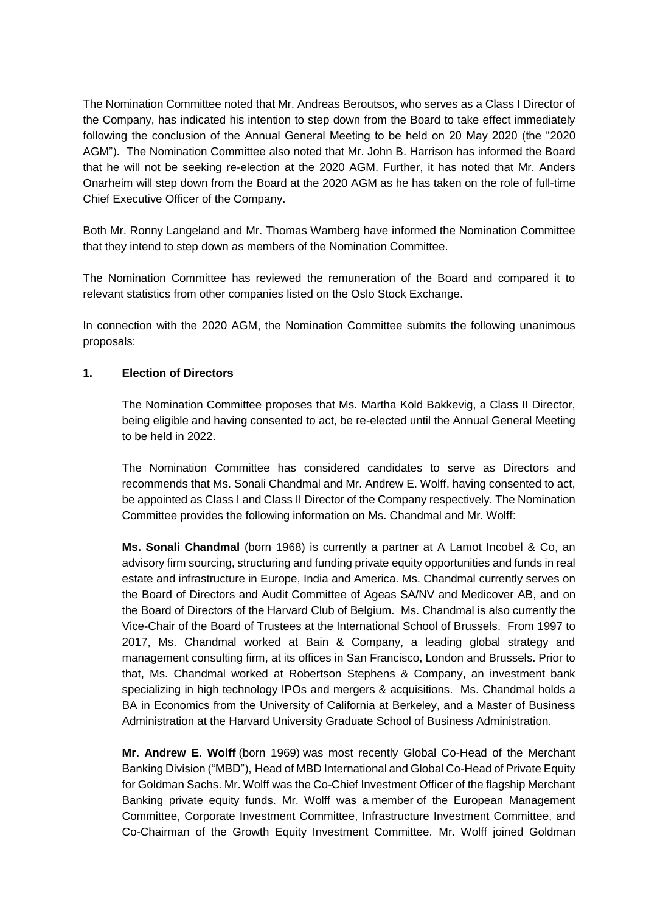The Nomination Committee noted that Mr. Andreas Beroutsos, who serves as a Class I Director of the Company, has indicated his intention to step down from the Board to take effect immediately following the conclusion of the Annual General Meeting to be held on 20 May 2020 (the "2020 AGM"). The Nomination Committee also noted that Mr. John B. Harrison has informed the Board that he will not be seeking re-election at the 2020 AGM. Further, it has noted that Mr. Anders Onarheim will step down from the Board at the 2020 AGM as he has taken on the role of full-time Chief Executive Officer of the Company.

Both Mr. Ronny Langeland and Mr. Thomas Wamberg have informed the Nomination Committee that they intend to step down as members of the Nomination Committee.

The Nomination Committee has reviewed the remuneration of the Board and compared it to relevant statistics from other companies listed on the Oslo Stock Exchange.

In connection with the 2020 AGM, the Nomination Committee submits the following unanimous proposals:

**1. Election of Directors**

The Nomination Committee proposes that Ms. Martha Kold Bakkevig, a Class II Director, being eligible and having consented to act, be re-elected until the Annual General Meeting to be held in 2022.

The Nomination Committee has considered candidates to serve as Directors and recommends that Ms. Sonali Chandmal and Mr. Andrew E. Wolff, having consented to act, be appointed as Class I and Class II Director of the Company respectively. The Nomination Committee provides the following information on Ms. Chandmal and Mr. Wolff:

**Ms. Sonali Chandmal** (born 1968) is currently a partner at A Lamot Incobel & Co, an advisory firm sourcing, structuring and funding private equity opportunities and funds in real estate and infrastructure in Europe, India and America. Ms. Chandmal currently serves on the Board of Directors and Audit Committee of Ageas SA/NV and Medicover AB, and on the Board of Directors of the Harvard Club of Belgium. Ms. Chandmal is also currently the Vice-Chair of the Board of Trustees at the International School of Brussels. From 1997 to 2017, Ms. Chandmal worked at Bain & Company, a leading global strategy and management consulting firm, at its offices in San Francisco, London and Brussels. Prior to that, Ms. Chandmal worked at Robertson Stephens & Company, an investment bank specializing in high technology IPOs and mergers & acquisitions. Ms. Chandmal holds a BA in Economics from the University of California at Berkeley, and a Master of Business Administration at the Harvard University Graduate School of Business Administration.

**Mr. Andrew E. Wolff** (born 1969) was most recently Global Co-Head of the Merchant Banking Division ("MBD"), Head of MBD International and Global Co-Head of Private Equity for Goldman Sachs. Mr. Wolff was the Co-Chief Investment Officer of the flagship Merchant Banking private equity funds. Mr. Wolff was a member of the European Management Committee, Corporate Investment Committee, Infrastructure Investment Committee, and Co-Chairman of the Growth Equity Investment Committee. Mr. Wolff joined Goldman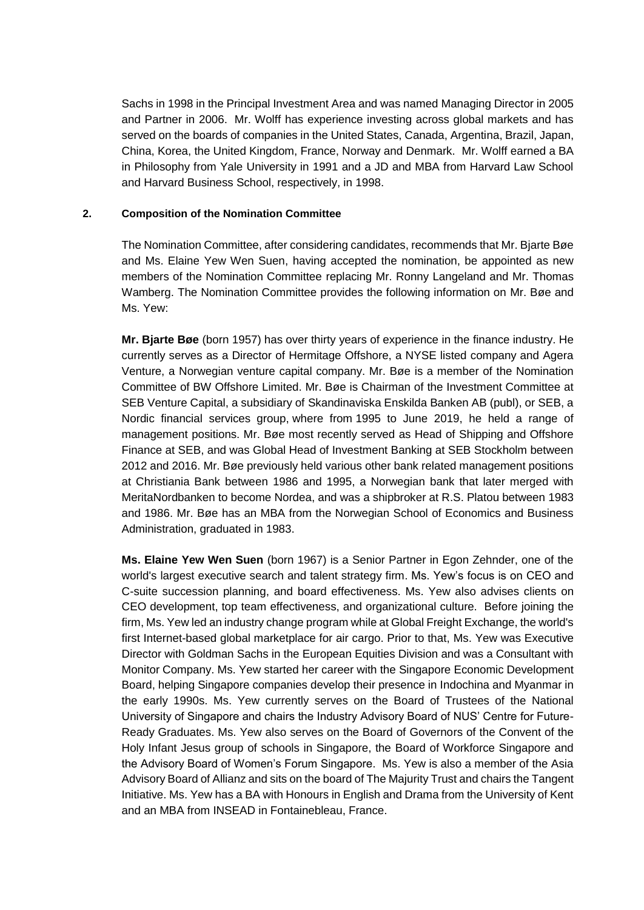Sachs in 1998 in the Principal Investment Area and was named Managing Director in 2005 and Partner in 2006. Mr. Wolff has experience investing across global markets and has served on the boards of companies in the United States, Canada, Argentina, Brazil, Japan, China, Korea, the United Kingdom, France, Norway and Denmark. Mr. Wolff earned a BA in Philosophy from Yale University in 1991 and a JD and MBA from Harvard Law School and Harvard Business School, respectively, in 1998.

## 2. Composition of the Nomination Committee

The Nomination Committee, after considering candidates, recommends that Mr. Bjarte Bøe and Ms. Elaine Yew Wen Suen, having accepted the nomination, be appointed as new members of the Nomination Committee replacing Mr. Ronny Langeland and Mr. Thomas Wamberg. The Nomination Committee provides the following information on Mr. Bøe and Ms. Yew:

**Mr. Bjarte Bøe** (born 1957) has over thirty years of experience in the finance industry. He currently serves as a Director of Hermitage Offshore, a NYSE listed company and Agera Venture, a Norwegian venture capital company. Mr. Bøe is a member of the Nomination Committee of BW Offshore Limited. Mr. Bøe is Chairman of the Investment Committee at SEB Venture Capital, a subsidiary of Skandinaviska Enskilda Banken AB (publ), or SEB, a Nordic financial services group, where from 1995 to June 2019, he held a range of management positions. Mr. Bøe most recently served as Head of Shipping and Offshore Finance at SEB, and was Global Head of Investment Banking at SEB Stockholm between 2012 and 2016. Mr. Bøe previously held various other bank related management positions at Christiania Bank between 1986 and 1995, a Norwegian bank that later merged with MeritaNordbanken to become Nordea, and was a shipbroker at R.S. Platou between 1983 and 1986. Mr. Bøe has an MBA from the Norwegian School of Economics and Business Administration, graduated in 1983.

**Ms. Elaine Yew Wen Suen** (born 1967) is a Senior Partner in Egon Zehnder, one of the world's largest executive search and talent strategy firm. Ms. Yew's focus is on CEO and C-suite succession planning, and board effectiveness. Ms. Yew also advises clients on CEO development, top team effectiveness, and organizational culture. Before joining the firm, Ms. Yew led an industry change program while at Global Freight Exchange, the world's first Internet-based global marketplace for air cargo. Prior to that, Ms. Yew was Executive Director with Goldman Sachs in the European Equities Division and was a Consultant with Monitor Company. Ms. Yew started her career with the Singapore Economic Development Board, helping Singapore companies develop their presence in Indochina and Myanmar in the early 1990s. Ms. Yew currently serves on the Board of Trustees of the National University of Singapore and chairs the Industry Advisory Board of NUS' Centre for Future-Ready Graduates. Ms. Yew also serves on the Board of Governors of the Convent of the Holy Infant Jesus group of schools in Singapore, the Board of Workforce Singapore and the Advisory Board of Women's Forum Singapore. Ms. Yew is also a member of the Asia Advisory Board of Allianz and sits on the board of The Majurity Trust and chairs the Tangent Initiative. Ms. Yew has a BA with Honours in English and Drama from the University of Kent and an MBA from INSEAD in Fontainebleau, France.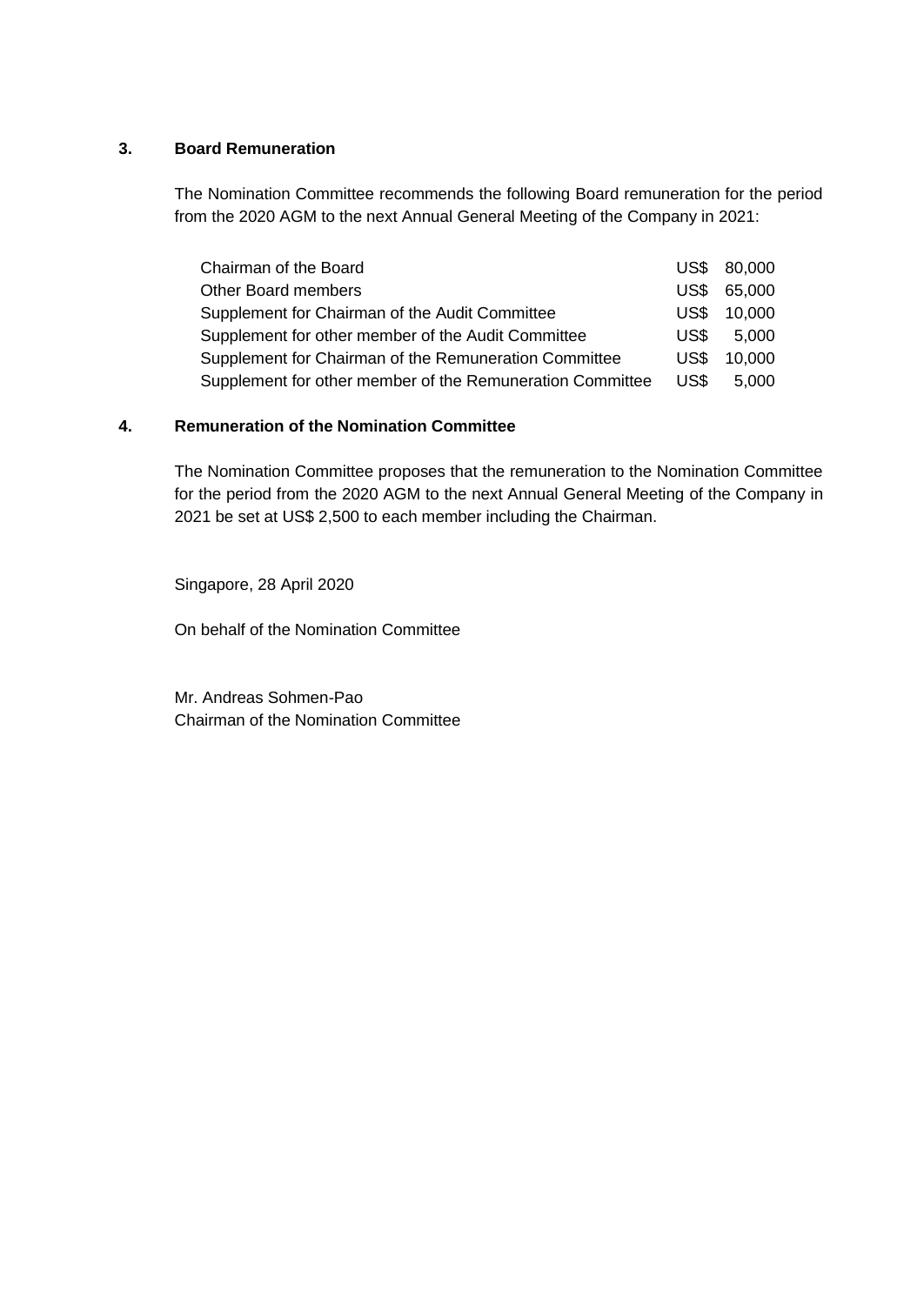### 3. Board Remuneration

The Nomination Committee recommends the following Board remuneration for the period from the 2020 AGM to the next Annual General Meeting of the Company in 2021:

| | | |
|---|---|---|
| Chairman of the Board | US$ | 80,000 |
| Other Board members | US$ | 65,000 |
| Supplement for Chairman of the Audit Committee | US$ | 10,000 |
| Supplement for other member of the Audit Committee | US$ | 5,000 |
| Supplement for Chairman of the Remuneration Committee | US$ | 10,000 |
| Supplement for other member of the Remuneration Committee | US$ | 5,000 |

### 4. Remuneration of the Nomination Committee

The Nomination Committee proposes that the remuneration to the Nomination Committee for the period from the 2020 AGM to the next Annual General Meeting of the Company in 2021 be set at US$ 2,500 to each member including the Chairman.

Singapore, 28 April 2020

On behalf of the Nomination Committee

Mr. Andreas Sohmen-Pao
Chairman of the Nomination Committee